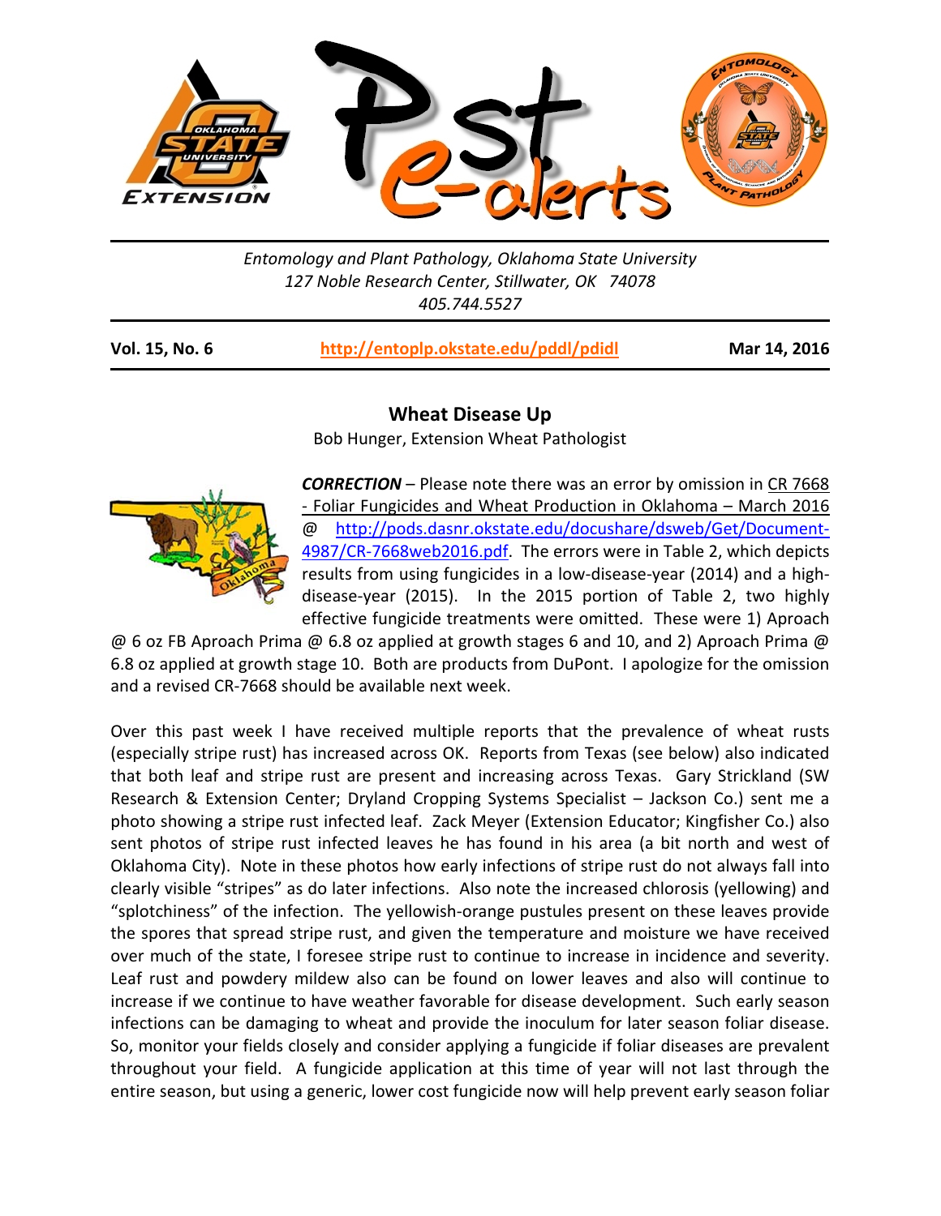Entomology and Plant Pathology, Oklahoma State University
127 Noble Research Center, Stillwater, OK 74078
405.744.5527

**Vol. 15, No. 6** | **http://entoplp.okstate.edu/pddl/pdidl** | **Mar 14, 2016**

## Wheat Disease Up

Bob Hunger, Extension Wheat Pathologist

***CORRECTION*** – Please note there was an error by omission in CR 7668 - Foliar Fungicides and Wheat Production in Oklahoma – March 2016 @ http://pods.dasnr.okstate.edu/docushare/dsweb/Get/Document-4987/CR-7668web2016.pdf. The errors were in Table 2, which depicts results from using fungicides in a low-disease-year (2014) and a high-disease-year (2015). In the 2015 portion of Table 2, two highly effective fungicide treatments were omitted. These were 1) Aproach @ 6 oz FB Aproach Prima @ 6.8 oz applied at growth stages 6 and 10, and 2) Aproach Prima @ 6.8 oz applied at growth stage 10. Both are products from DuPont. I apologize for the omission and a revised CR-7668 should be available next week.

Over this past week I have received multiple reports that the prevalence of wheat rusts (especially stripe rust) has increased across OK. Reports from Texas (see below) also indicated that both leaf and stripe rust are present and increasing across Texas. Gary Strickland (SW Research & Extension Center; Dryland Cropping Systems Specialist – Jackson Co.) sent me a photo showing a stripe rust infected leaf. Zack Meyer (Extension Educator; Kingfisher Co.) also sent photos of stripe rust infected leaves he has found in his area (a bit north and west of Oklahoma City). Note in these photos how early infections of stripe rust do not always fall into clearly visible "stripes" as do later infections. Also note the increased chlorosis (yellowing) and "splotchiness" of the infection. The yellowish-orange pustules present on these leaves provide the spores that spread stripe rust, and given the temperature and moisture we have received over much of the state, I foresee stripe rust to continue to increase in incidence and severity. Leaf rust and powdery mildew also can be found on lower leaves and also will continue to increase if we continue to have weather favorable for disease development. Such early season infections can be damaging to wheat and provide the inoculum for later season foliar disease. So, monitor your fields closely and consider applying a fungicide if foliar diseases are prevalent throughout your field. A fungicide application at this time of year will not last through the entire season, but using a generic, lower cost fungicide now will help prevent early season foliar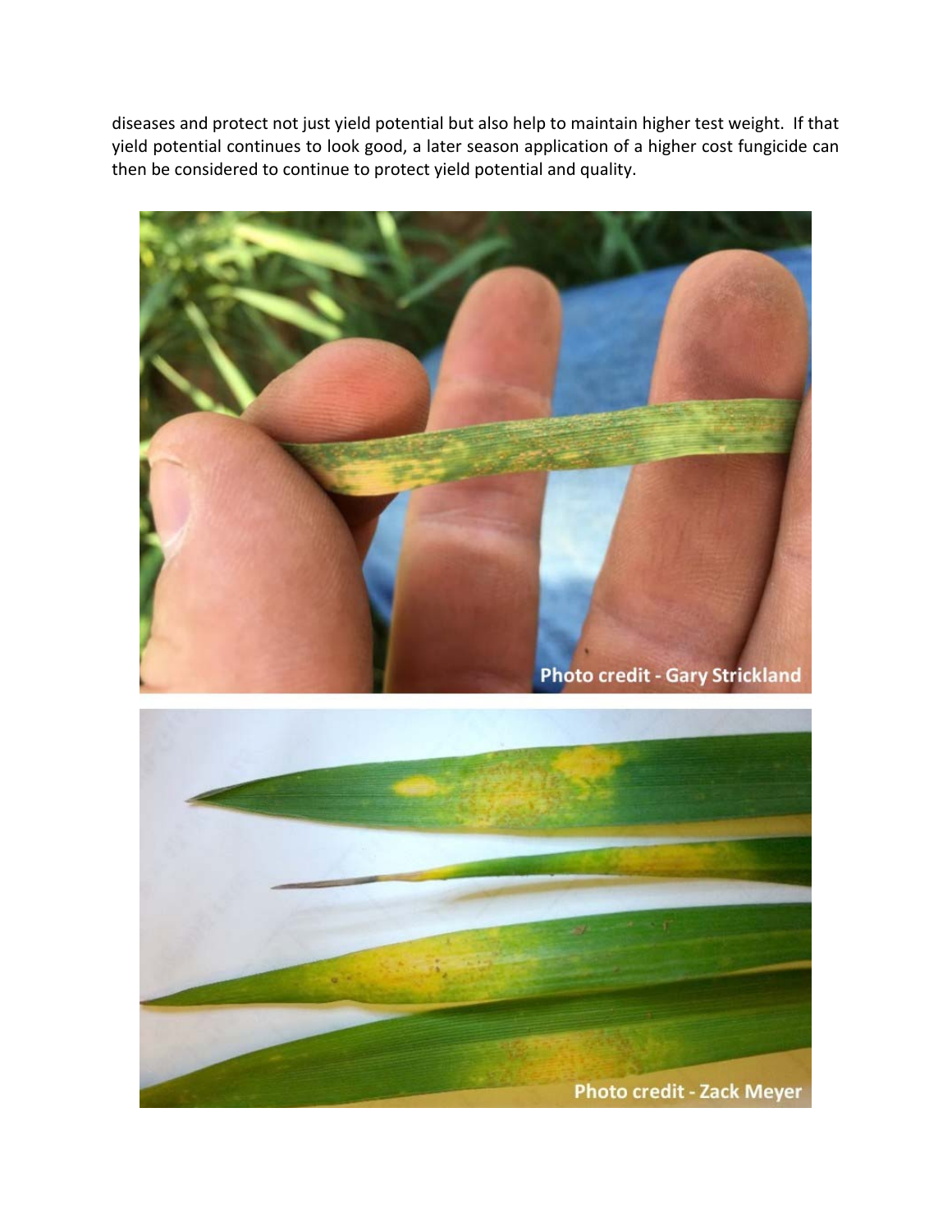diseases and protect not just yield potential but also help to maintain higher test weight. If that yield potential continues to look good, a later season application of a higher cost fungicide can then be considered to continue to protect yield potential and quality.

Photo credit - Gary Strickland

Photo credit - Zack Meyer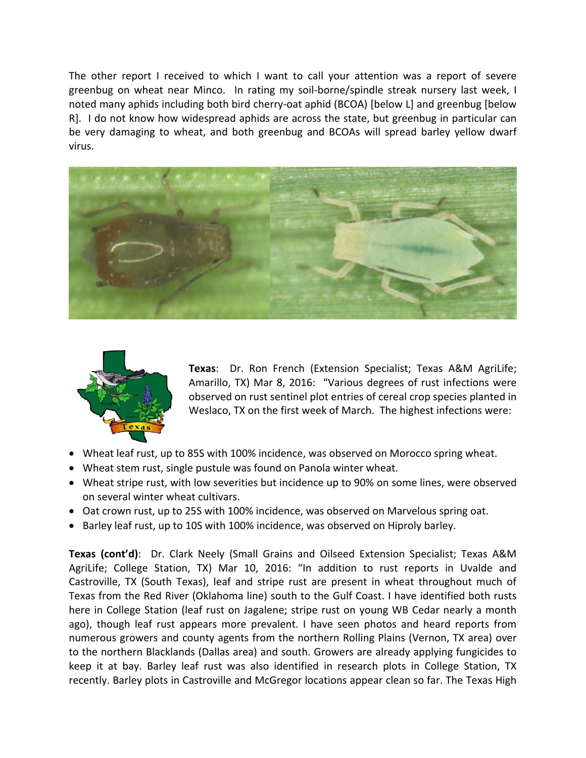The other report I received to which I want to call your attention was a report of severe greenbug on wheat near Minco. In rating my soil-borne/spindle streak nursery last week, I noted many aphids including both bird cherry-oat aphid (BCOA) [below L] and greenbug [below R]. I do not know how widespread aphids are across the state, but greenbug in particular can be very damaging to wheat, and both greenbug and BCOAs will spread barley yellow dwarf virus.

**Texas**: Dr. Ron French (Extension Specialist; Texas A&M AgriLife; Amarillo, TX) Mar 8, 2016: "Various degrees of rust infections were observed on rust sentinel plot entries of cereal crop species planted in Weslaco, TX on the first week of March. The highest infections were:

- Wheat leaf rust, up to 85S with 100% incidence, was observed on Morocco spring wheat.
- Wheat stem rust, single pustule was found on Panola winter wheat.
- Wheat stripe rust, with low severities but incidence up to 90% on some lines, were observed on several winter wheat cultivars.
- Oat crown rust, up to 25S with 100% incidence, was observed on Marvelous spring oat.
- Barley leaf rust, up to 10S with 100% incidence, was observed on Hiproly barley.

**Texas (cont'd)**: Dr. Clark Neely (Small Grains and Oilseed Extension Specialist; Texas A&M AgriLife; College Station, TX) Mar 10, 2016: "In addition to rust reports in Uvalde and Castroville, TX (South Texas), leaf and stripe rust are present in wheat throughout much of Texas from the Red River (Oklahoma line) south to the Gulf Coast. I have identified both rusts here in College Station (leaf rust on Jagalene; stripe rust on young WB Cedar nearly a month ago), though leaf rust appears more prevalent. I have seen photos and heard reports from numerous growers and county agents from the northern Rolling Plains (Vernon, TX area) over to the northern Blacklands (Dallas area) and south. Growers are already applying fungicides to keep it at bay. Barley leaf rust was also identified in research plots in College Station, TX recently. Barley plots in Castroville and McGregor locations appear clean so far. The Texas High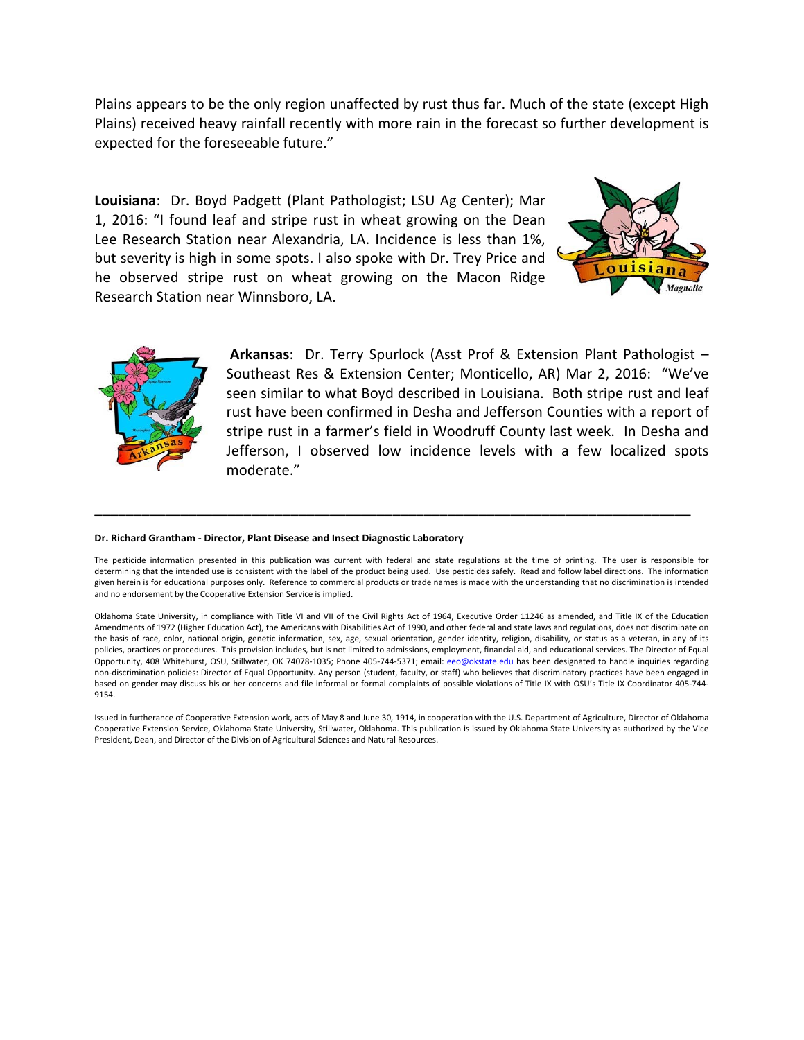Plains appears to be the only region unaffected by rust thus far. Much of the state (except High Plains) received heavy rainfall recently with more rain in the forecast so further development is expected for the foreseeable future."

**Louisiana**: Dr. Boyd Padgett (Plant Pathologist; LSU Ag Center); Mar 1, 2016: "I found leaf and stripe rust in wheat growing on the Dean Lee Research Station near Alexandria, LA. Incidence is less than 1%, but severity is high in some spots. I also spoke with Dr. Trey Price and he observed stripe rust on wheat growing on the Macon Ridge Research Station near Winnsboro, LA.

**Arkansas**: Dr. Terry Spurlock (Asst Prof & Extension Plant Pathologist – Southeast Res & Extension Center; Monticello, AR) Mar 2, 2016: "We've seen similar to what Boyd described in Louisiana. Both stripe rust and leaf rust have been confirmed in Desha and Jefferson Counties with a report of stripe rust in a farmer's field in Woodruff County last week. In Desha and Jefferson, I observed low incidence levels with a few localized spots moderate."

---

**Dr. Richard Grantham - Director, Plant Disease and Insect Diagnostic Laboratory**

The pesticide information presented in this publication was current with federal and state regulations at the time of printing. The user is responsible for determining that the intended use is consistent with the label of the product being used. Use pesticides safely. Read and follow label directions. The information given herein is for educational purposes only. Reference to commercial products or trade names is made with the understanding that no discrimination is intended and no endorsement by the Cooperative Extension Service is implied.

Oklahoma State University, in compliance with Title VI and VII of the Civil Rights Act of 1964, Executive Order 11246 as amended, and Title IX of the Education Amendments of 1972 (Higher Education Act), the Americans with Disabilities Act of 1990, and other federal and state laws and regulations, does not discriminate on the basis of race, color, national origin, genetic information, sex, age, sexual orientation, gender identity, religion, disability, or status as a veteran, in any of its policies, practices or procedures. This provision includes, but is not limited to admissions, employment, financial aid, and educational services. The Director of Equal Opportunity, 408 Whitehurst, OSU, Stillwater, OK 74078-1035; Phone 405-744-5371; email: eeo@okstate.edu has been designated to handle inquiries regarding non-discrimination policies: Director of Equal Opportunity. Any person (student, faculty, or staff) who believes that discriminatory practices have been engaged in based on gender may discuss his or her concerns and file informal or formal complaints of possible violations of Title IX with OSU's Title IX Coordinator 405-744-9154.

Issued in furtherance of Cooperative Extension work, acts of May 8 and June 30, 1914, in cooperation with the U.S. Department of Agriculture, Director of Oklahoma Cooperative Extension Service, Oklahoma State University, Stillwater, Oklahoma. This publication is issued by Oklahoma State University as authorized by the Vice President, Dean, and Director of the Division of Agricultural Sciences and Natural Resources.